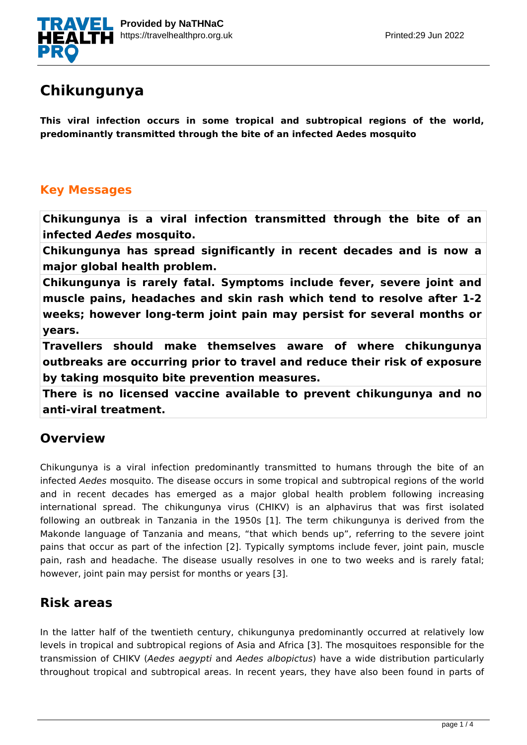# Chikungunya

**This viral infection occurs in some tropical and subtropical regions of the world, predominantly transmitted through the bite of an infected Aedes mosquito**

## Key Messages

| **Chikungunya is a viral infection transmitted through the bite of an infected *Aedes* mosquito.** |
| --- |
| **Chikungunya has spread significantly in recent decades and is now a major global health problem.** |
| **Chikungunya is rarely fatal. Symptoms include fever, severe joint and muscle pains, headaches and skin rash which tend to resolve after 1-2 weeks; however long-term joint pain may persist for several months or years.** |
| **Travellers should make themselves aware of where chikungunya outbreaks are occurring prior to travel and reduce their risk of exposure by taking mosquito bite prevention measures.** |
| **There is no licensed vaccine available to prevent chikungunya and no anti-viral treatment.** |

## Overview

Chikungunya is a viral infection predominantly transmitted to humans through the bite of an infected *Aedes* mosquito. The disease occurs in some tropical and subtropical regions of the world and in recent decades has emerged as a major global health problem following increasing international spread. The chikungunya virus (CHIKV) is an alphavirus that was first isolated following an outbreak in Tanzania in the 1950s [1]. The term chikungunya is derived from the Makonde language of Tanzania and means, "that which bends up", referring to the severe joint pains that occur as part of the infection [2]. Typically symptoms include fever, joint pain, muscle pain, rash and headache. The disease usually resolves in one to two weeks and is rarely fatal; however, joint pain may persist for months or years [3].

## Risk areas

In the latter half of the twentieth century, chikungunya predominantly occurred at relatively low levels in tropical and subtropical regions of Asia and Africa [3]. The mosquitoes responsible for the transmission of CHIKV (*Aedes aegypti* and *Aedes albopictus*) have a wide distribution particularly throughout tropical and subtropical areas. In recent years, they have also been found in parts of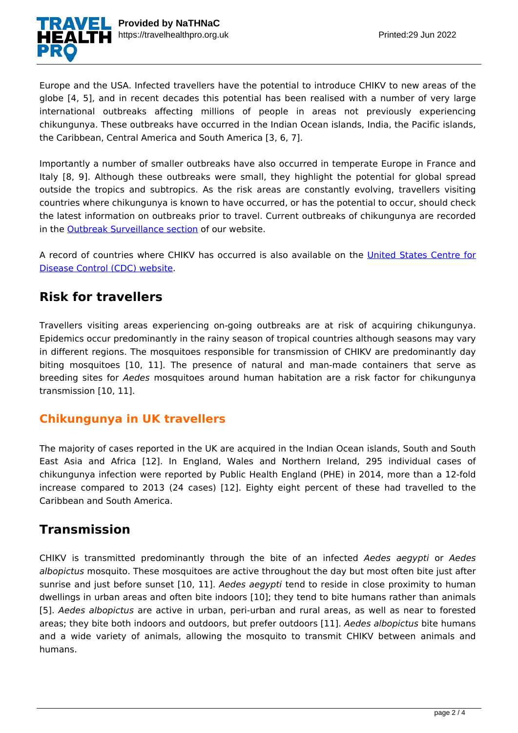Europe and the USA. Infected travellers have the potential to introduce CHIKV to new areas of the globe [4, 5], and in recent decades this potential has been realised with a number of very large international outbreaks affecting millions of people in areas not previously experiencing chikungunya. These outbreaks have occurred in the Indian Ocean islands, India, the Pacific islands, the Caribbean, Central America and South America [3, 6, 7].

Importantly a number of smaller outbreaks have also occurred in temperate Europe in France and Italy [8, 9]. Although these outbreaks were small, they highlight the potential for global spread outside the tropics and subtropics. As the risk areas are constantly evolving, travellers visiting countries where chikungunya is known to have occurred, or has the potential to occur, should check the latest information on outbreaks prior to travel. Current outbreaks of chikungunya are recorded in the Outbreak Surveillance section of our website.

A record of countries where CHIKV has occurred is also available on the United States Centre for Disease Control (CDC) website.

## Risk for travellers

Travellers visiting areas experiencing on-going outbreaks are at risk of acquiring chikungunya. Epidemics occur predominantly in the rainy season of tropical countries although seasons may vary in different regions. The mosquitoes responsible for transmission of CHIKV are predominantly day biting mosquitoes [10, 11]. The presence of natural and man-made containers that serve as breeding sites for *Aedes* mosquitoes around human habitation are a risk factor for chikungunya transmission [10, 11].

### Chikungunya in UK travellers

The majority of cases reported in the UK are acquired in the Indian Ocean islands, South and South East Asia and Africa [12]. In England, Wales and Northern Ireland, 295 individual cases of chikungunya infection were reported by Public Health England (PHE) in 2014, more than a 12-fold increase compared to 2013 (24 cases) [12]. Eighty eight percent of these had travelled to the Caribbean and South America.

## Transmission

CHIKV is transmitted predominantly through the bite of an infected *Aedes aegypti* or *Aedes albopictus* mosquito. These mosquitoes are active throughout the day but most often bite just after sunrise and just before sunset [10, 11]. *Aedes aegypti* tend to reside in close proximity to human dwellings in urban areas and often bite indoors [10]; they tend to bite humans rather than animals [5]. *Aedes albopictus* are active in urban, peri-urban and rural areas, as well as near to forested areas; they bite both indoors and outdoors, but prefer outdoors [11]. *Aedes albopictus* bite humans and a wide variety of animals, allowing the mosquito to transmit CHIKV between animals and humans.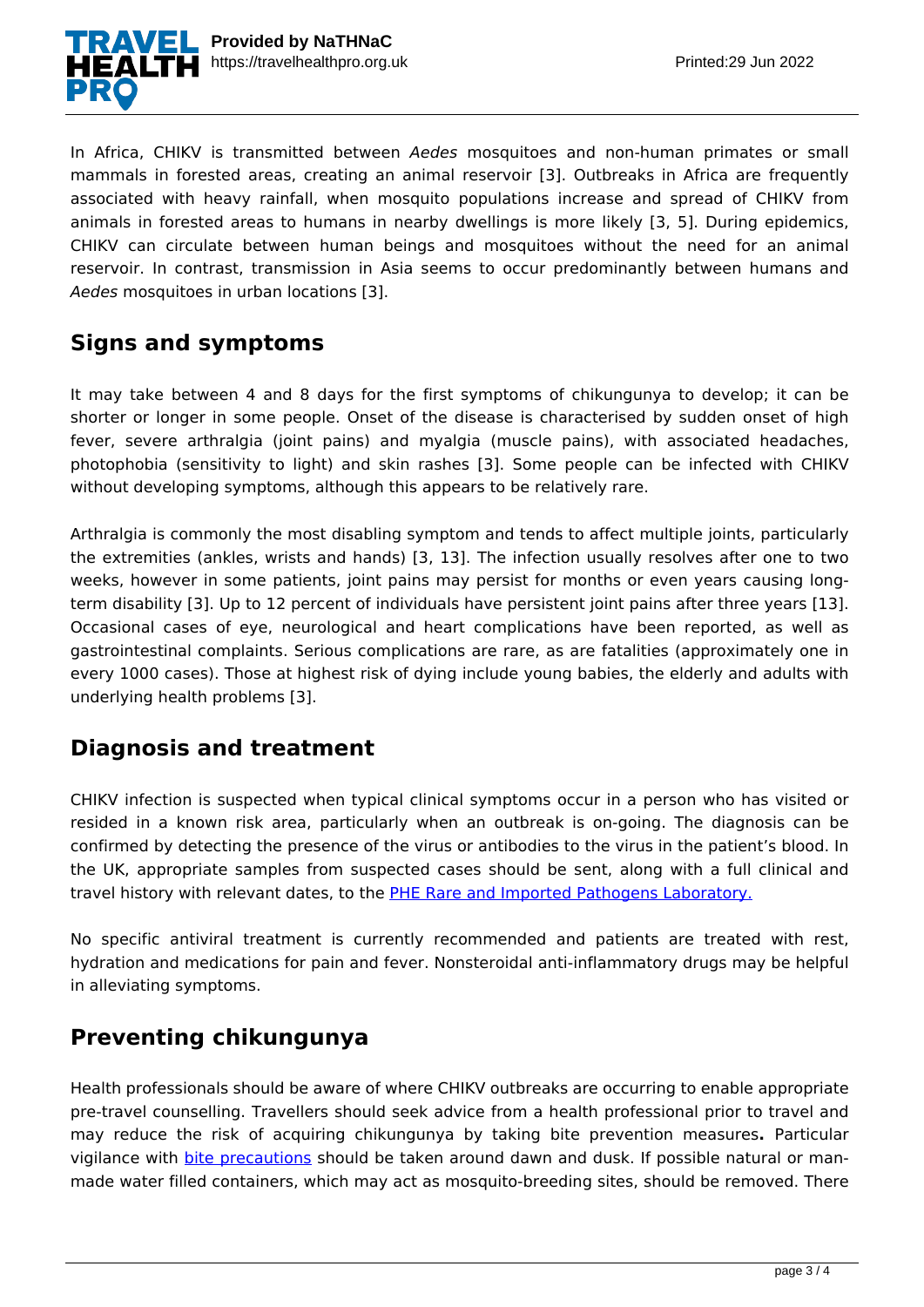In Africa, CHIKV is transmitted between *Aedes* mosquitoes and non-human primates or small mammals in forested areas, creating an animal reservoir [3]. Outbreaks in Africa are frequently associated with heavy rainfall, when mosquito populations increase and spread of CHIKV from animals in forested areas to humans in nearby dwellings is more likely [3, 5]. During epidemics, CHIKV can circulate between human beings and mosquitoes without the need for an animal reservoir. In contrast, transmission in Asia seems to occur predominantly between humans and *Aedes* mosquitoes in urban locations [3].

## Signs and symptoms

It may take between 4 and 8 days for the first symptoms of chikungunya to develop; it can be shorter or longer in some people. Onset of the disease is characterised by sudden onset of high fever, severe arthralgia (joint pains) and myalgia (muscle pains), with associated headaches, photophobia (sensitivity to light) and skin rashes [3]. Some people can be infected with CHIKV without developing symptoms, although this appears to be relatively rare.

Arthralgia is commonly the most disabling symptom and tends to affect multiple joints, particularly the extremities (ankles, wrists and hands) [3, 13]. The infection usually resolves after one to two weeks, however in some patients, joint pains may persist for months or even years causing long-term disability [3]. Up to 12 percent of individuals have persistent joint pains after three years [13]. Occasional cases of eye, neurological and heart complications have been reported, as well as gastrointestinal complaints. Serious complications are rare, as are fatalities (approximately one in every 1000 cases). Those at highest risk of dying include young babies, the elderly and adults with underlying health problems [3].

## Diagnosis and treatment

CHIKV infection is suspected when typical clinical symptoms occur in a person who has visited or resided in a known risk area, particularly when an outbreak is on-going. The diagnosis can be confirmed by detecting the presence of the virus or antibodies to the virus in the patient's blood. In the UK, appropriate samples from suspected cases should be sent, along with a full clinical and travel history with relevant dates, to the PHE Rare and Imported Pathogens Laboratory.

No specific antiviral treatment is currently recommended and patients are treated with rest, hydration and medications for pain and fever. Nonsteroidal anti-inflammatory drugs may be helpful in alleviating symptoms.

## Preventing chikungunya

Health professionals should be aware of where CHIKV outbreaks are occurring to enable appropriate pre-travel counselling. Travellers should seek advice from a health professional prior to travel and may reduce the risk of acquiring chikungunya by taking bite prevention measures**.** Particular vigilance with bite precautions should be taken around dawn and dusk. If possible natural or man-made water filled containers, which may act as mosquito-breeding sites, should be removed. There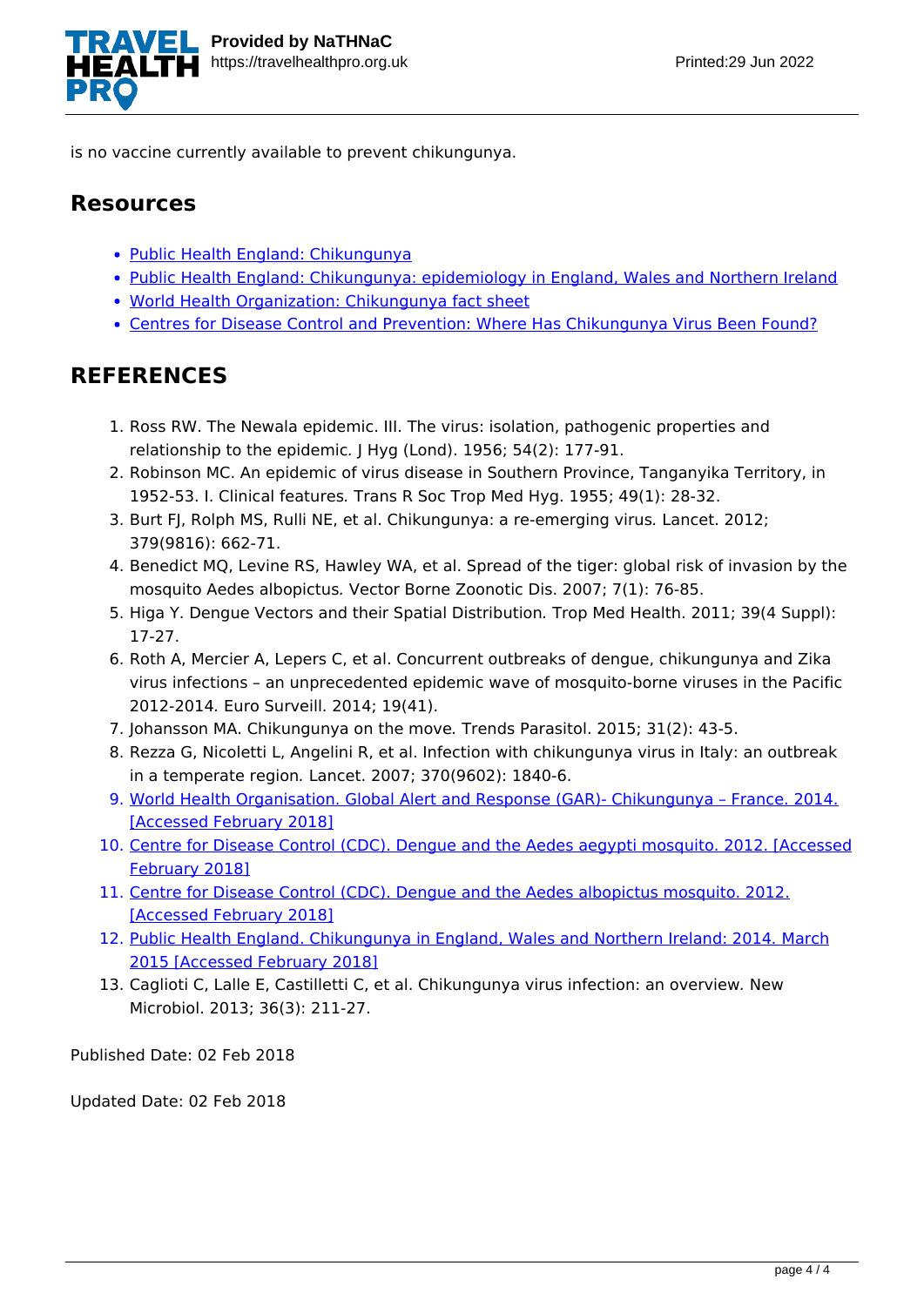is no vaccine currently available to prevent chikungunya.

## Resources

- Public Health England: Chikungunya
- Public Health England: Chikungunya: epidemiology in England, Wales and Northern Ireland
- World Health Organization: Chikungunya fact sheet
- Centres for Disease Control and Prevention: Where Has Chikungunya Virus Been Found?

## REFERENCES

1. Ross RW. The Newala epidemic. III. The virus: isolation, pathogenic properties and relationship to the epidemic. J Hyg (Lond). 1956; 54(2): 177-91.
2. Robinson MC. An epidemic of virus disease in Southern Province, Tanganyika Territory, in 1952-53. I. Clinical features. Trans R Soc Trop Med Hyg. 1955; 49(1): 28-32.
3. Burt FJ, Rolph MS, Rulli NE, et al. Chikungunya: a re-emerging virus. Lancet. 2012; 379(9816): 662-71.
4. Benedict MQ, Levine RS, Hawley WA, et al. Spread of the tiger: global risk of invasion by the mosquito Aedes albopictus. Vector Borne Zoonotic Dis. 2007; 7(1): 76-85.
5. Higa Y. Dengue Vectors and their Spatial Distribution. Trop Med Health. 2011; 39(4 Suppl): 17-27.
6. Roth A, Mercier A, Lepers C, et al. Concurrent outbreaks of dengue, chikungunya and Zika virus infections – an unprecedented epidemic wave of mosquito-borne viruses in the Pacific 2012-2014. Euro Surveill. 2014; 19(41).
7. Johansson MA. Chikungunya on the move. Trends Parasitol. 2015; 31(2): 43-5.
8. Rezza G, Nicoletti L, Angelini R, et al. Infection with chikungunya virus in Italy: an outbreak in a temperate region. Lancet. 2007; 370(9602): 1840-6.
9. World Health Organisation. Global Alert and Response (GAR)- Chikungunya – France. 2014. [Accessed February 2018]
10. Centre for Disease Control (CDC). Dengue and the Aedes aegypti mosquito. 2012. [Accessed February 2018]
11. Centre for Disease Control (CDC). Dengue and the Aedes albopictus mosquito. 2012. [Accessed February 2018]
12. Public Health England. Chikungunya in England, Wales and Northern Ireland: 2014. March 2015 [Accessed February 2018]
13. Caglioti C, Lalle E, Castilletti C, et al. Chikungunya virus infection: an overview. New Microbiol. 2013; 36(3): 211-27.

Published Date: 02 Feb 2018

Updated Date: 02 Feb 2018